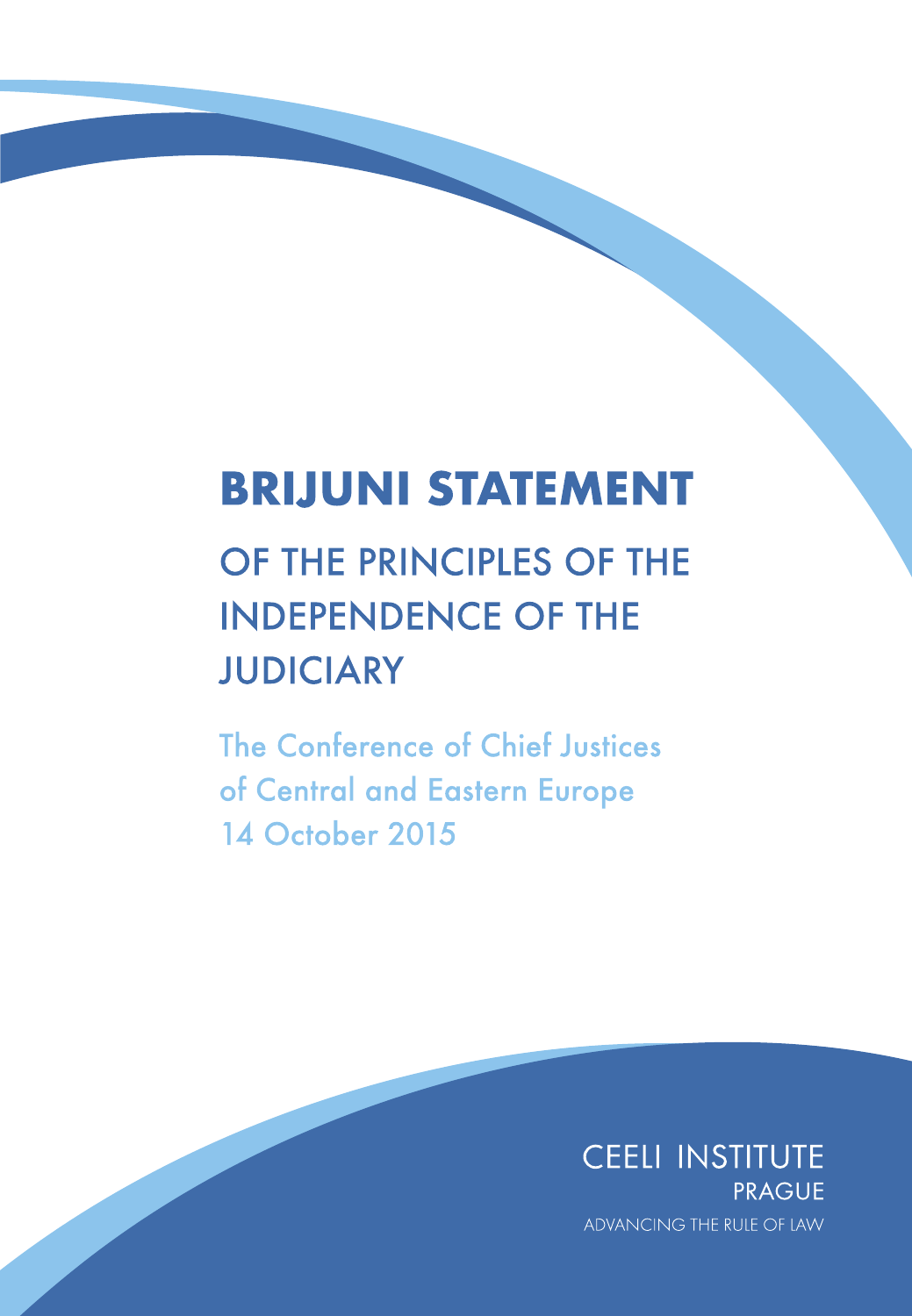# BRIJUNI STATEMENT

## OF THE PRINCIPLES OF THE INDEPENDENCE OF THE JUDICIARY

The Conference of Chief Justices of Central and Eastern Europe
14 October 2015

CEELI INSTITUTE
PRAGUE
ADVANCING THE RULE OF LAW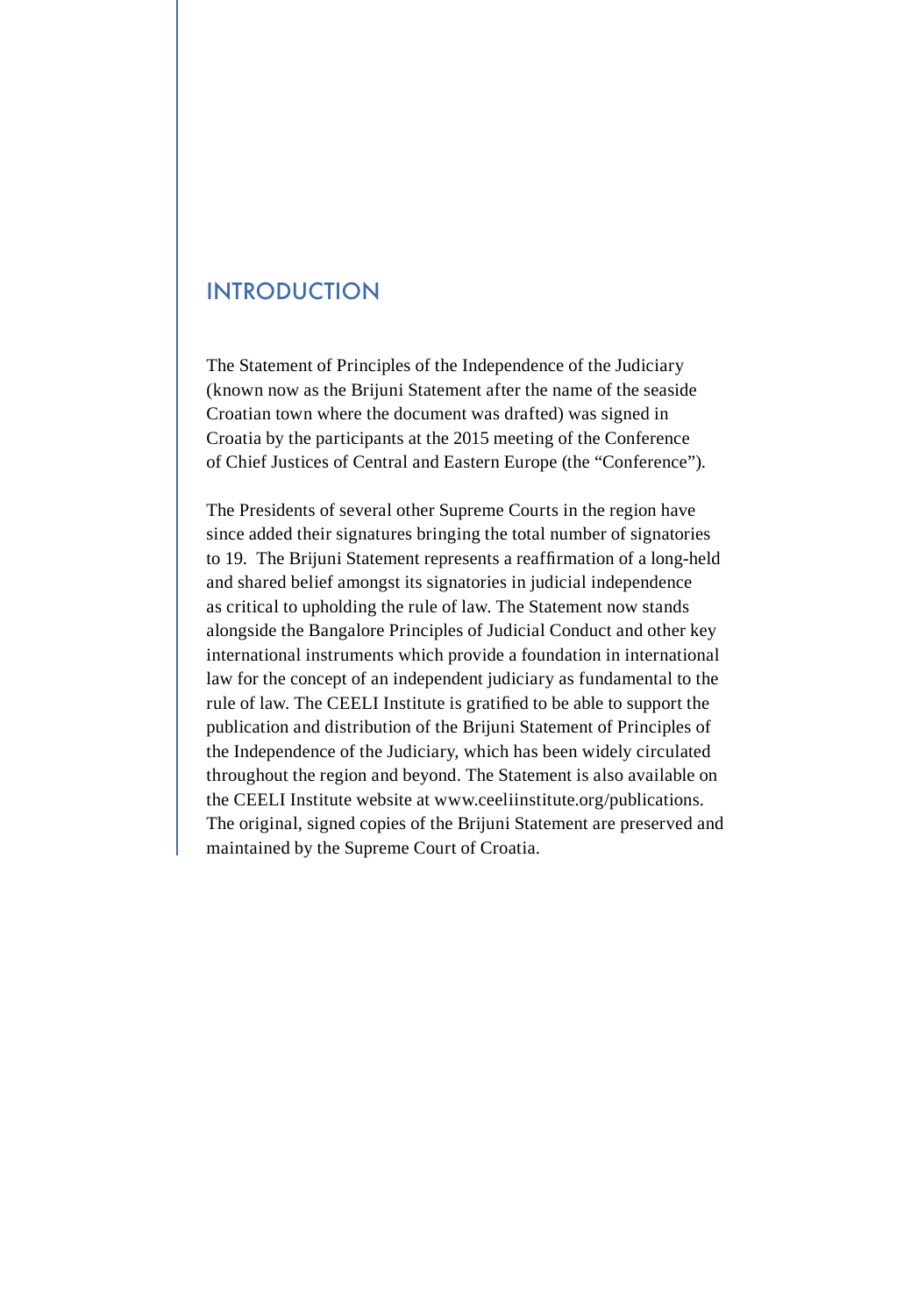## INTRODUCTION

The Statement of Principles of the Independence of the Judiciary (known now as the Brijuni Statement after the name of the seaside Croatian town where the document was drafted) was signed in Croatia by the participants at the 2015 meeting of the Conference of Chief Justices of Central and Eastern Europe (the "Conference").

The Presidents of several other Supreme Courts in the region have since added their signatures bringing the total number of signatories to 19. The Brijuni Statement represents a reaffirmation of a long-held and shared belief amongst its signatories in judicial independence as critical to upholding the rule of law. The Statement now stands alongside the Bangalore Principles of Judicial Conduct and other key international instruments which provide a foundation in international law for the concept of an independent judiciary as fundamental to the rule of law. The CEELI Institute is gratified to be able to support the publication and distribution of the Brijuni Statement of Principles of the Independence of the Judiciary, which has been widely circulated throughout the region and beyond. The Statement is also available on the CEELI Institute website at www.ceeliinstitute.org/publications. The original, signed copies of the Brijuni Statement are preserved and maintained by the Supreme Court of Croatia.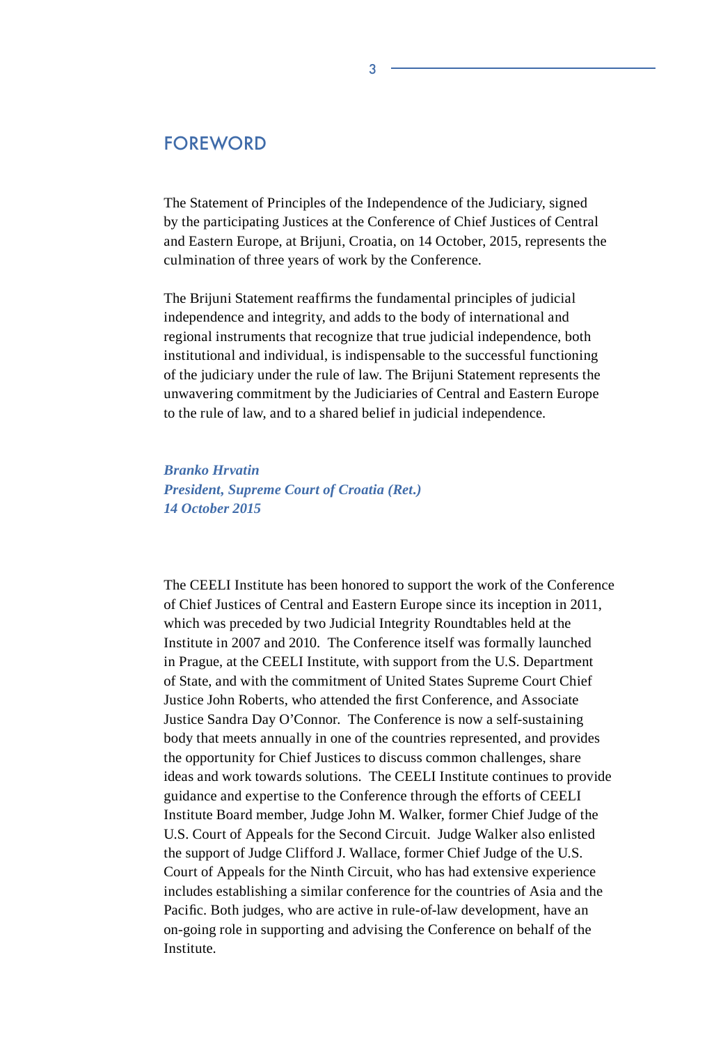# FOREWORD

The Statement of Principles of the Independence of the Judiciary, signed by the participating Justices at the Conference of Chief Justices of Central and Eastern Europe, at Brijuni, Croatia, on 14 October, 2015, represents the culmination of three years of work by the Conference.

The Brijuni Statement reaffirms the fundamental principles of judicial independence and integrity, and adds to the body of international and regional instruments that recognize that true judicial independence, both institutional and individual, is indispensable to the successful functioning of the judiciary under the rule of law. The Brijuni Statement represents the unwavering commitment by the Judiciaries of Central and Eastern Europe to the rule of law, and to a shared belief in judicial independence.

***Branko Hrvatin***
***President, Supreme Court of Croatia (Ret.)***
***14 October 2015***

The CEELI Institute has been honored to support the work of the Conference of Chief Justices of Central and Eastern Europe since its inception in 2011, which was preceded by two Judicial Integrity Roundtables held at the Institute in 2007 and 2010. The Conference itself was formally launched in Prague, at the CEELI Institute, with support from the U.S. Department of State, and with the commitment of United States Supreme Court Chief Justice John Roberts, who attended the first Conference, and Associate Justice Sandra Day O'Connor. The Conference is now a self-sustaining body that meets annually in one of the countries represented, and provides the opportunity for Chief Justices to discuss common challenges, share ideas and work towards solutions. The CEELI Institute continues to provide guidance and expertise to the Conference through the efforts of CEELI Institute Board member, Judge John M. Walker, former Chief Judge of the U.S. Court of Appeals for the Second Circuit. Judge Walker also enlisted the support of Judge Clifford J. Wallace, former Chief Judge of the U.S. Court of Appeals for the Ninth Circuit, who has had extensive experience includes establishing a similar conference for the countries of Asia and the Pacific. Both judges, who are active in rule-of-law development, have an on-going role in supporting and advising the Conference on behalf of the Institute.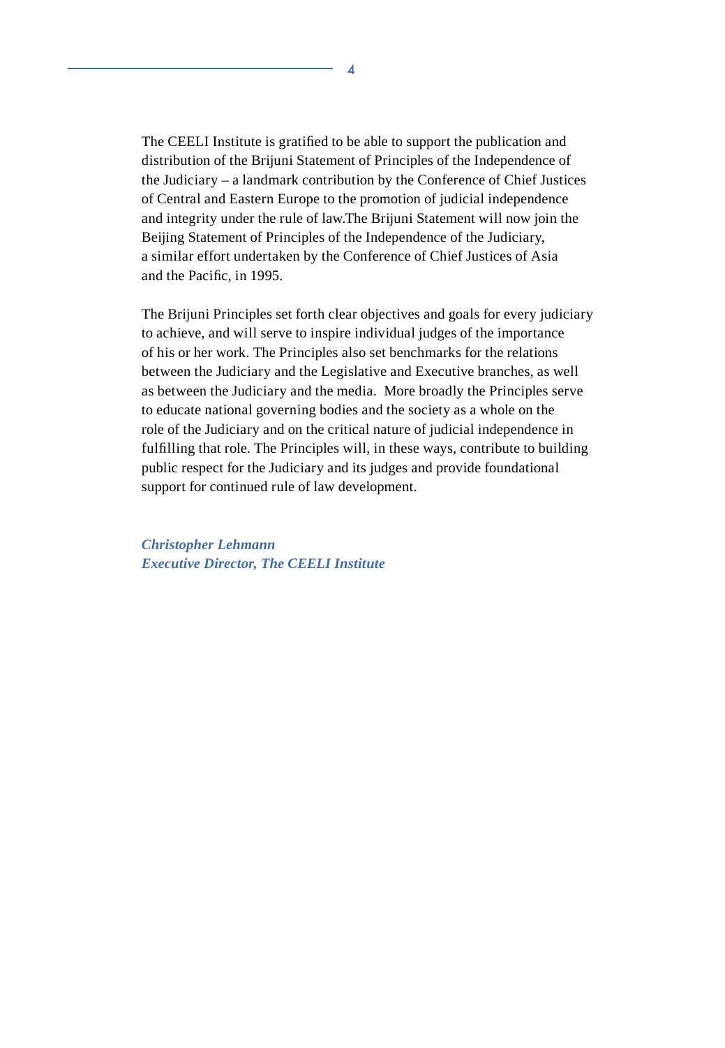The CEELI Institute is gratified to be able to support the publication and distribution of the Brijuni Statement of Principles of the Independence of the Judiciary – a landmark contribution by the Conference of Chief Justices of Central and Eastern Europe to the promotion of judicial independence and integrity under the rule of law.The Brijuni Statement will now join the Beijing Statement of Principles of the Independence of the Judiciary, a similar effort undertaken by the Conference of Chief Justices of Asia and the Pacific, in 1995.

The Brijuni Principles set forth clear objectives and goals for every judiciary to achieve, and will serve to inspire individual judges of the importance of his or her work. The Principles also set benchmarks for the relations between the Judiciary and the Legislative and Executive branches, as well as between the Judiciary and the media.  More broadly the Principles serve to educate national governing bodies and the society as a whole on the role of the Judiciary and on the critical nature of judicial independence in fulfilling that role. The Principles will, in these ways, contribute to building public respect for the Judiciary and its judges and provide foundational support for continued rule of law development.

***Christopher Lehmann***
***Executive Director, The CEELI Institute***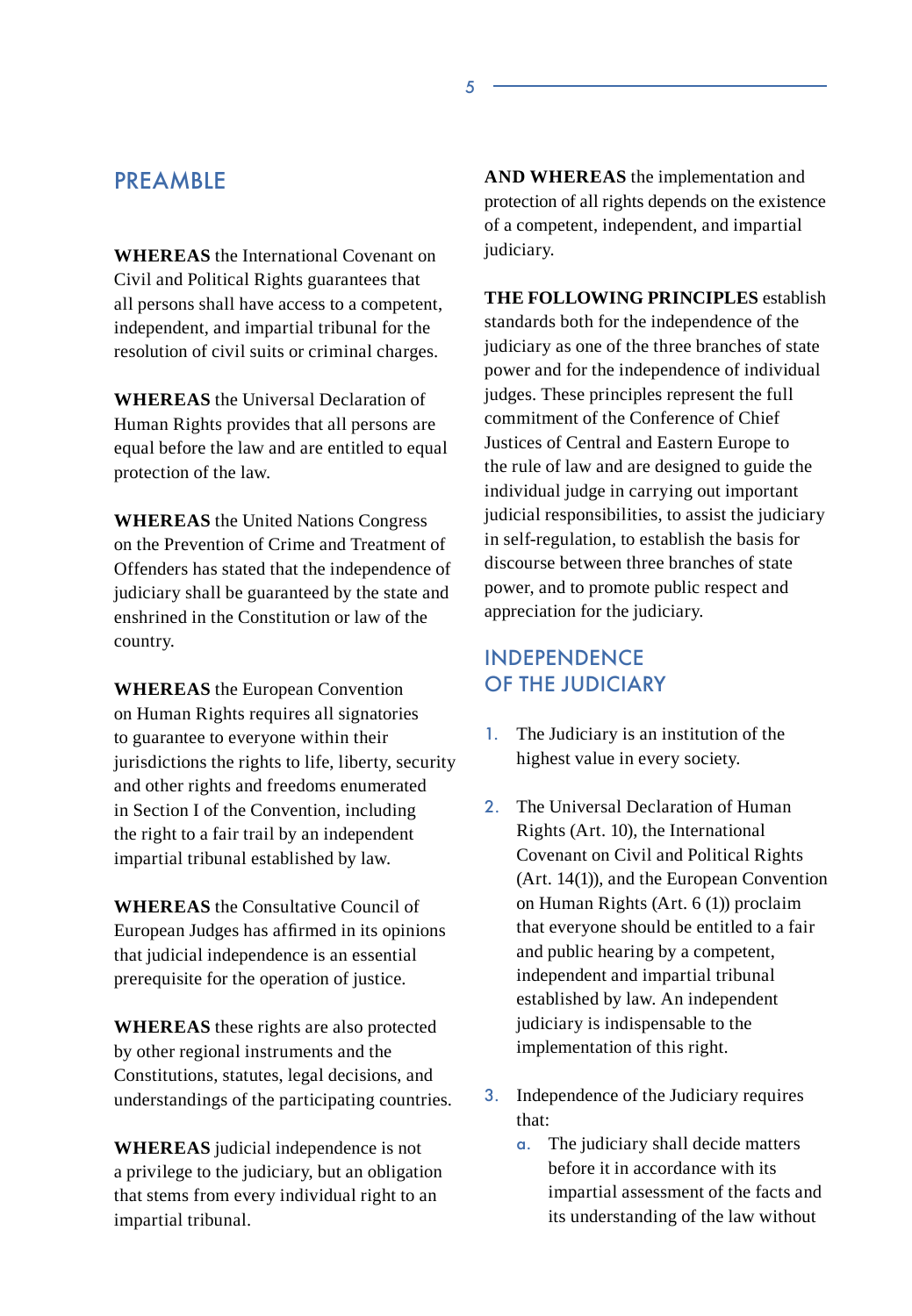## PREAMBLE

**WHEREAS** the International Covenant on Civil and Political Rights guarantees that all persons shall have access to a competent, independent, and impartial tribunal for the resolution of civil suits or criminal charges.

**WHEREAS** the Universal Declaration of Human Rights provides that all persons are equal before the law and are entitled to equal protection of the law.

**WHEREAS** the United Nations Congress on the Prevention of Crime and Treatment of Offenders has stated that the independence of judiciary shall be guaranteed by the state and enshrined in the Constitution or law of the country.

**WHEREAS** the European Convention on Human Rights requires all signatories to guarantee to everyone within their jurisdictions the rights to life, liberty, security and other rights and freedoms enumerated in Section I of the Convention, including the right to a fair trail by an independent impartial tribunal established by law.

**WHEREAS** the Consultative Council of European Judges has affirmed in its opinions that judicial independence is an essential prerequisite for the operation of justice.

**WHEREAS** these rights are also protected by other regional instruments and the Constitutions, statutes, legal decisions, and understandings of the participating countries.

**WHEREAS** judicial independence is not a privilege to the judiciary, but an obligation that stems from every individual right to an impartial tribunal.

**AND WHEREAS** the implementation and protection of all rights depends on the existence of a competent, independent, and impartial judiciary.

**THE FOLLOWING PRINCIPLES** establish standards both for the independence of the judiciary as one of the three branches of state power and for the independence of individual judges. These principles represent the full commitment of the Conference of Chief Justices of Central and Eastern Europe to the rule of law and are designed to guide the individual judge in carrying out important judicial responsibilities, to assist the judiciary in self-regulation, to establish the basis for discourse between three branches of state power, and to promote public respect and appreciation for the judiciary.

## INDEPENDENCE OF THE JUDICIARY

1. The Judiciary is an institution of the highest value in every society.

2. The Universal Declaration of Human Rights (Art. 10), the International Covenant on Civil and Political Rights (Art. 14(1)), and the European Convention on Human Rights (Art. 6 (1)) proclaim that everyone should be entitled to a fair and public hearing by a competent, independent and impartial tribunal established by law. An independent judiciary is indispensable to the implementation of this right.

3. Independence of the Judiciary requires that:
   a. The judiciary shall decide matters before it in accordance with its impartial assessment of the facts and its understanding of the law without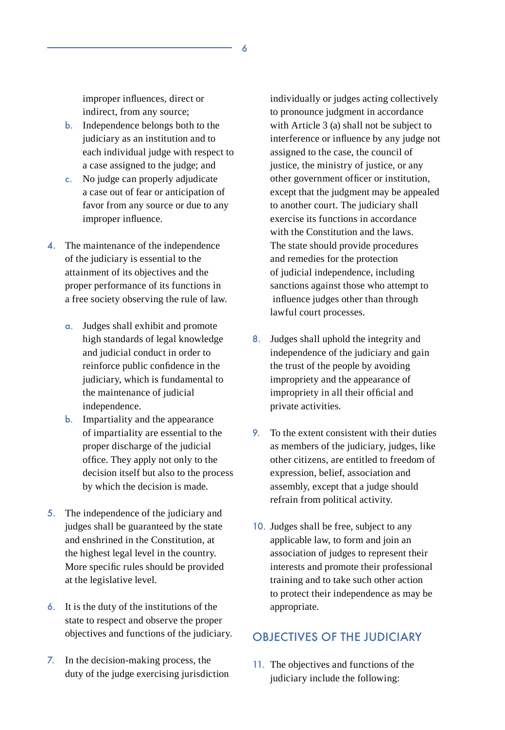improper influences, direct or indirect, from any source;

b. Independence belongs both to the judiciary as an institution and to each individual judge with respect to a case assigned to the judge; and
c. No judge can properly adjudicate a case out of fear or anticipation of favor from any source or due to any improper influence.

4. The maintenance of the independence of the judiciary is essential to the attainment of its objectives and the proper performance of its functions in a free society observing the rule of law.

   a. Judges shall exhibit and promote high standards of legal knowledge and judicial conduct in order to reinforce public confidence in the judiciary, which is fundamental to the maintenance of judicial independence.
   b. Impartiality and the appearance of impartiality are essential to the proper discharge of the judicial office. They apply not only to the decision itself but also to the process by which the decision is made.

5. The independence of the judiciary and judges shall be guaranteed by the state and enshrined in the Constitution, at the highest legal level in the country. More specific rules should be provided at the legislative level.

6. It is the duty of the institutions of the state to respect and observe the proper objectives and functions of the judiciary.

7. In the decision-making process, the duty of the judge exercising jurisdiction individually or judges acting collectively to pronounce judgment in accordance with Article 3 (a) shall not be subject to interference or influence by any judge not assigned to the case, the council of justice, the ministry of justice, or any other government officer or institution, except that the judgment may be appealed to another court. The judiciary shall exercise its functions in accordance with the Constitution and the laws. The state should provide procedures and remedies for the protection of judicial independence, including sanctions against those who attempt to influence judges other than through lawful court processes.

8. Judges shall uphold the integrity and independence of the judiciary and gain the trust of the people by avoiding impropriety and the appearance of impropriety in all their official and private activities.

9. To the extent consistent with their duties as members of the judiciary, judges, like other citizens, are entitled to freedom of expression, belief, association and assembly, except that a judge should refrain from political activity.

10. Judges shall be free, subject to any applicable law, to form and join an association of judges to represent their interests and promote their professional training and to take such other action to protect their independence as may be appropriate.

## OBJECTIVES OF THE JUDICIARY

11. The objectives and functions of the judiciary include the following: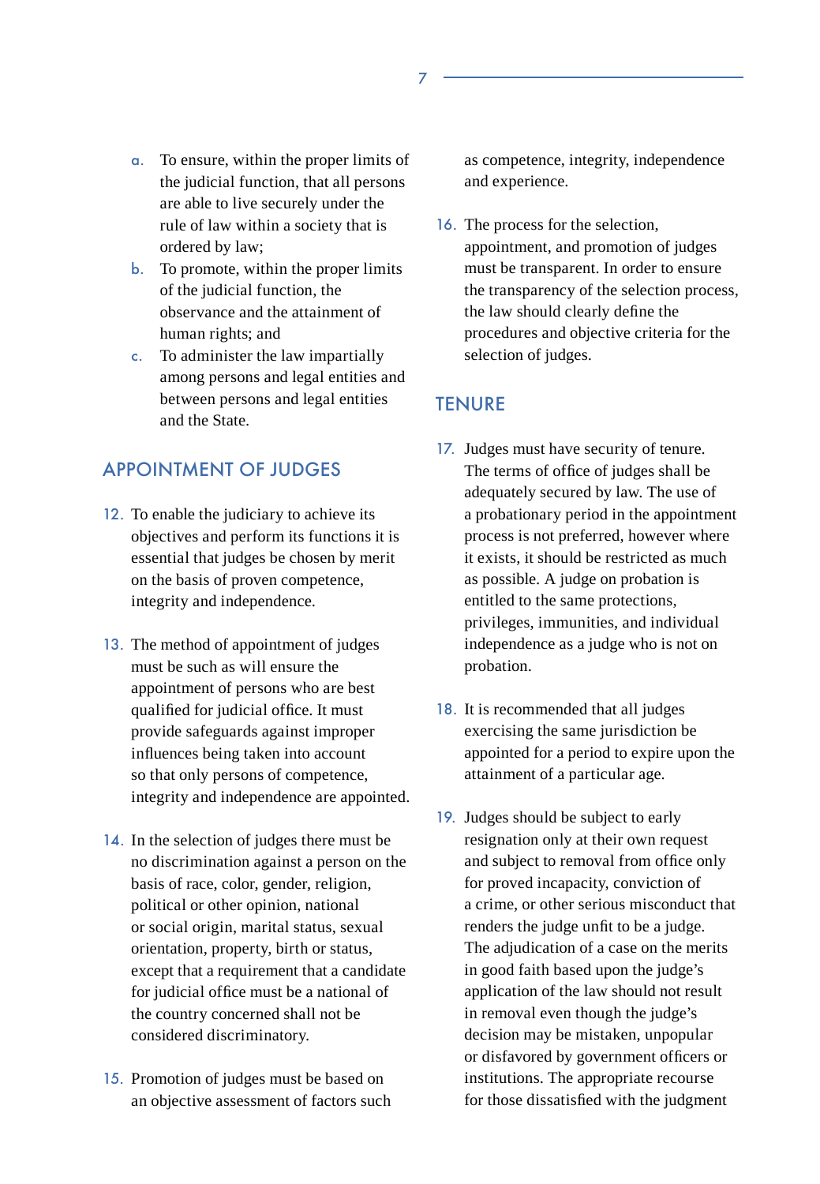a. To ensure, within the proper limits of the judicial function, that all persons are able to live securely under the rule of law within a society that is ordered by law;
b. To promote, within the proper limits of the judicial function, the observance and the attainment of human rights; and
c. To administer the law impartially among persons and legal entities and between persons and legal entities and the State.

## APPOINTMENT OF JUDGES

12. To enable the judiciary to achieve its objectives and perform its functions it is essential that judges be chosen by merit on the basis of proven competence, integrity and independence.

13. The method of appointment of judges must be such as will ensure the appointment of persons who are best qualified for judicial office. It must provide safeguards against improper influences being taken into account so that only persons of competence, integrity and independence are appointed.

14. In the selection of judges there must be no discrimination against a person on the basis of race, color, gender, religion, political or other opinion, national or social origin, marital status, sexual orientation, property, birth or status, except that a requirement that a candidate for judicial office must be a national of the country concerned shall not be considered discriminatory.

15. Promotion of judges must be based on an objective assessment of factors such as competence, integrity, independence and experience.

16. The process for the selection, appointment, and promotion of judges must be transparent. In order to ensure the transparency of the selection process, the law should clearly define the procedures and objective criteria for the selection of judges.

## TENURE

17. Judges must have security of tenure. The terms of office of judges shall be adequately secured by law. The use of a probationary period in the appointment process is not preferred, however where it exists, it should be restricted as much as possible. A judge on probation is entitled to the same protections, privileges, immunities, and individual independence as a judge who is not on probation.

18. It is recommended that all judges exercising the same jurisdiction be appointed for a period to expire upon the attainment of a particular age.

19. Judges should be subject to early resignation only at their own request and subject to removal from office only for proved incapacity, conviction of a crime, or other serious misconduct that renders the judge unfit to be a judge. The adjudication of a case on the merits in good faith based upon the judge's application of the law should not result in removal even though the judge's decision may be mistaken, unpopular or disfavored by government officers or institutions. The appropriate recourse for those dissatisfied with the judgment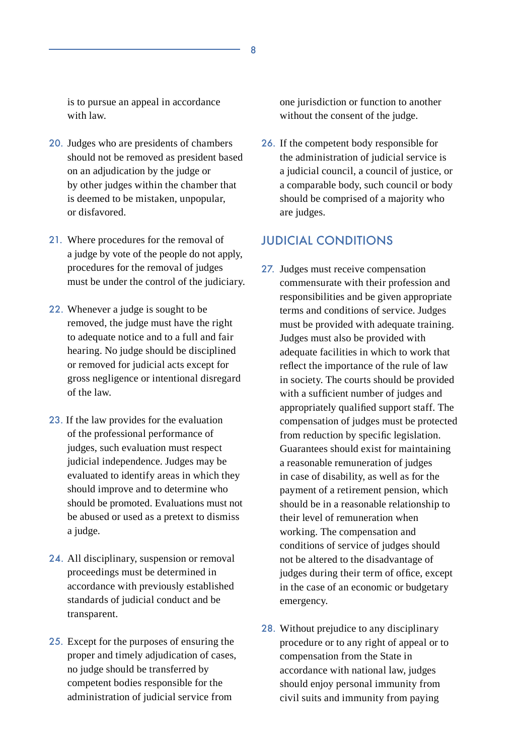is to pursue an appeal in accordance with law.

20. Judges who are presidents of chambers should not be removed as president based on an adjudication by the judge or by other judges within the chamber that is deemed to be mistaken, unpopular, or disfavored.

21. Where procedures for the removal of a judge by vote of the people do not apply, procedures for the removal of judges must be under the control of the judiciary.

22. Whenever a judge is sought to be removed, the judge must have the right to adequate notice and to a full and fair hearing. No judge should be disciplined or removed for judicial acts except for gross negligence or intentional disregard of the law.

23. If the law provides for the evaluation of the professional performance of judges, such evaluation must respect judicial independence. Judges may be evaluated to identify areas in which they should improve and to determine who should be promoted. Evaluations must not be abused or used as a pretext to dismiss a judge.

24. All disciplinary, suspension or removal proceedings must be determined in accordance with previously established standards of judicial conduct and be transparent.

25. Except for the purposes of ensuring the proper and timely adjudication of cases, no judge should be transferred by competent bodies responsible for the administration of judicial service from one jurisdiction or function to another without the consent of the judge.

26. If the competent body responsible for the administration of judicial service is a judicial council, a council of justice, or a comparable body, such council or body should be comprised of a majority who are judges.

## JUDICIAL CONDITIONS

27. Judges must receive compensation commensurate with their profession and responsibilities and be given appropriate terms and conditions of service. Judges must be provided with adequate training. Judges must also be provided with adequate facilities in which to work that reflect the importance of the rule of law in society. The courts should be provided with a sufficient number of judges and appropriately qualified support staff. The compensation of judges must be protected from reduction by specific legislation. Guarantees should exist for maintaining a reasonable remuneration of judges in case of disability, as well as for the payment of a retirement pension, which should be in a reasonable relationship to their level of remuneration when working. The compensation and conditions of service of judges should not be altered to the disadvantage of judges during their term of office, except in the case of an economic or budgetary emergency.

28. Without prejudice to any disciplinary procedure or to any right of appeal or to compensation from the State in accordance with national law, judges should enjoy personal immunity from civil suits and immunity from paying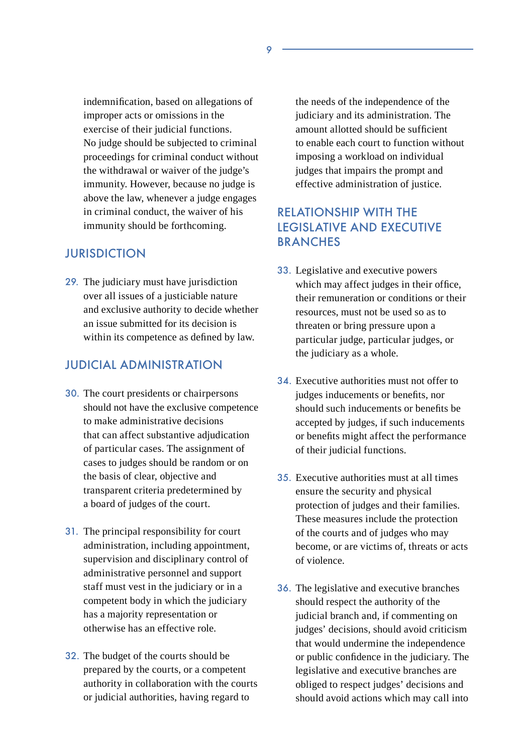indemnification, based on allegations of improper acts or omissions in the exercise of their judicial functions. No judge should be subjected to criminal proceedings for criminal conduct without the withdrawal or waiver of the judge's immunity. However, because no judge is above the law, whenever a judge engages in criminal conduct, the waiver of his immunity should be forthcoming.

## JURISDICTION

29. The judiciary must have jurisdiction over all issues of a justiciable nature and exclusive authority to decide whether an issue submitted for its decision is within its competence as defined by law.

## JUDICIAL ADMINISTRATION

30. The court presidents or chairpersons should not have the exclusive competence to make administrative decisions that can affect substantive adjudication of particular cases. The assignment of cases to judges should be random or on the basis of clear, objective and transparent criteria predetermined by a board of judges of the court.

31. The principal responsibility for court administration, including appointment, supervision and disciplinary control of administrative personnel and support staff must vest in the judiciary or in a competent body in which the judiciary has a majority representation or otherwise has an effective role.

32. The budget of the courts should be prepared by the courts, or a competent authority in collaboration with the courts or judicial authorities, having regard to the needs of the independence of the judiciary and its administration. The amount allotted should be sufficient to enable each court to function without imposing a workload on individual judges that impairs the prompt and effective administration of justice.

## RELATIONSHIP WITH THE LEGISLATIVE AND EXECUTIVE BRANCHES

33. Legislative and executive powers which may affect judges in their office, their remuneration or conditions or their resources, must not be used so as to threaten or bring pressure upon a particular judge, particular judges, or the judiciary as a whole.

34. Executive authorities must not offer to judges inducements or benefits, nor should such inducements or benefits be accepted by judges, if such inducements or benefits might affect the performance of their judicial functions.

35. Executive authorities must at all times ensure the security and physical protection of judges and their families. These measures include the protection of the courts and of judges who may become, or are victims of, threats or acts of violence.

36. The legislative and executive branches should respect the authority of the judicial branch and, if commenting on judges' decisions, should avoid criticism that would undermine the independence or public confidence in the judiciary. The legislative and executive branches are obliged to respect judges' decisions and should avoid actions which may call into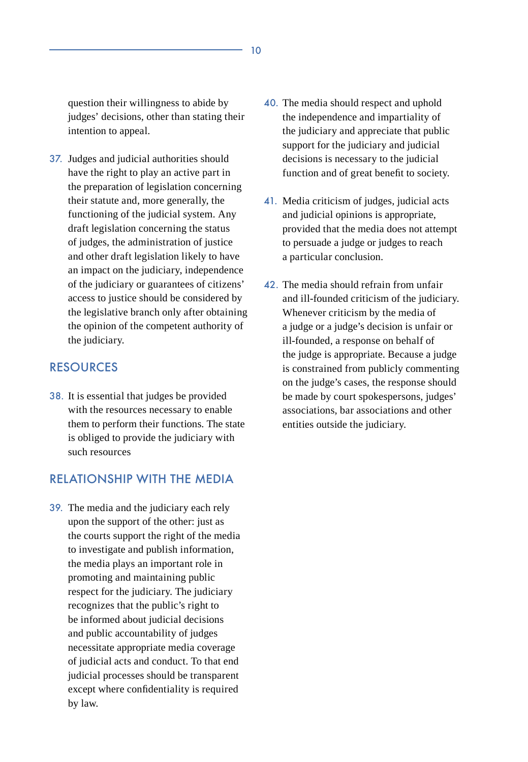question their willingness to abide by judges' decisions, other than stating their intention to appeal.

37. Judges and judicial authorities should have the right to play an active part in the preparation of legislation concerning their statute and, more generally, the functioning of the judicial system. Any draft legislation concerning the status of judges, the administration of justice and other draft legislation likely to have an impact on the judiciary, independence of the judiciary or guarantees of citizens' access to justice should be considered by the legislative branch only after obtaining the opinion of the competent authority of the judiciary.

## RESOURCES

38. It is essential that judges be provided with the resources necessary to enable them to perform their functions. The state is obliged to provide the judiciary with such resources

## RELATIONSHIP WITH THE MEDIA

39. The media and the judiciary each rely upon the support of the other: just as the courts support the right of the media to investigate and publish information, the media plays an important role in promoting and maintaining public respect for the judiciary. The judiciary recognizes that the public's right to be informed about judicial decisions and public accountability of judges necessitate appropriate media coverage of judicial acts and conduct. To that end judicial processes should be transparent except where confidentiality is required by law.

40. The media should respect and uphold the independence and impartiality of the judiciary and appreciate that public support for the judiciary and judicial decisions is necessary to the judicial function and of great benefit to society.

41. Media criticism of judges, judicial acts and judicial opinions is appropriate, provided that the media does not attempt to persuade a judge or judges to reach a particular conclusion.

42. The media should refrain from unfair and ill-founded criticism of the judiciary. Whenever criticism by the media of a judge or a judge's decision is unfair or ill-founded, a response on behalf of the judge is appropriate. Because a judge is constrained from publicly commenting on the judge's cases, the response should be made by court spokespersons, judges' associations, bar associations and other entities outside the judiciary.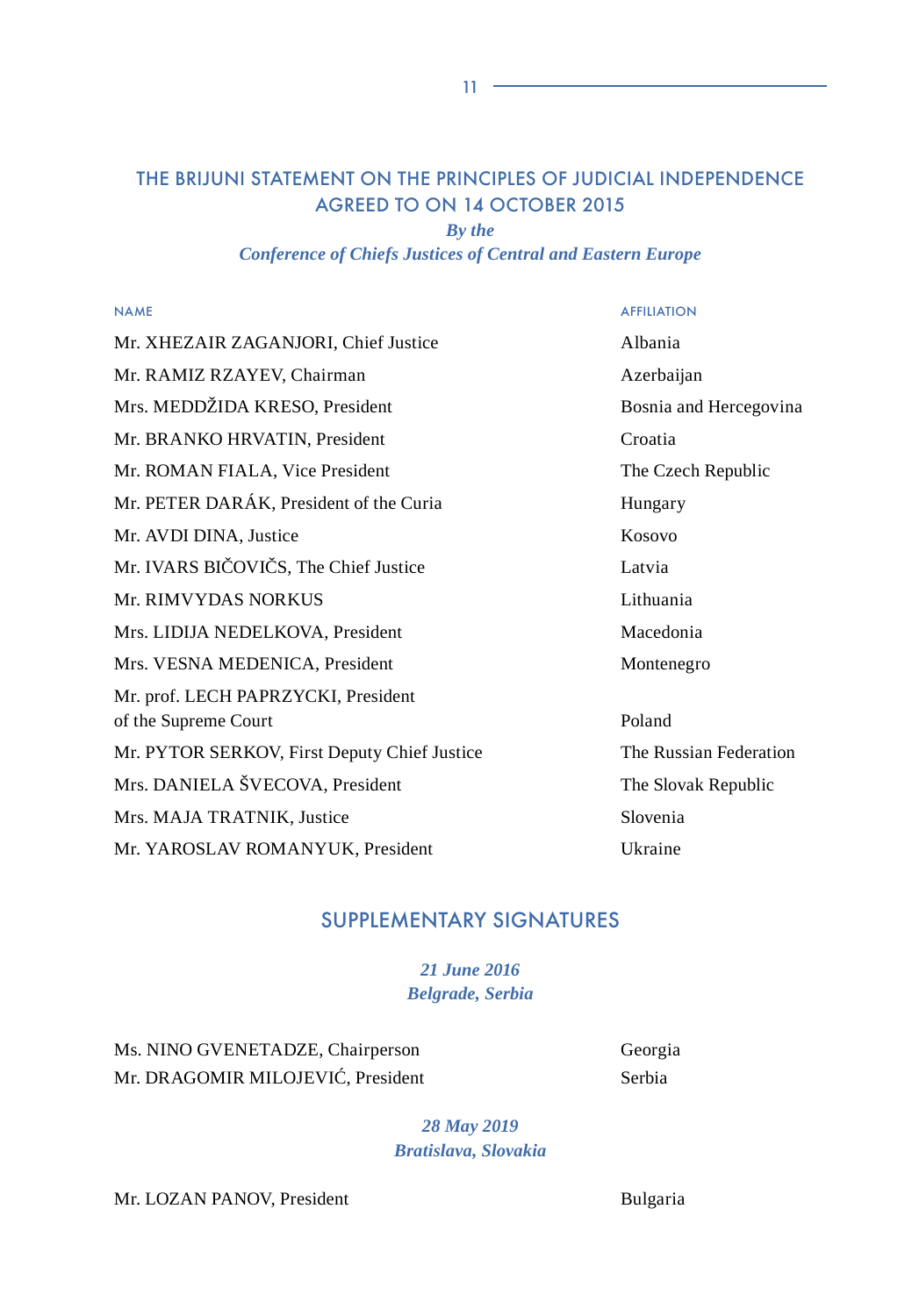## THE BRIJUNI STATEMENT ON THE PRINCIPLES OF JUDICIAL INDEPENDENCE AGREED TO ON 14 OCTOBER 2015

***By the***

***Conference of Chiefs Justices of Central and Eastern Europe***

| NAME | AFFILIATION |
|---|---|
| Mr. XHEZAIR ZAGANJORI, Chief Justice | Albania |
| Mr. RAMIZ RZAYEV, Chairman | Azerbaijan |
| Mrs. MEDDŽIDA KRESO, President | Bosnia and Hercegovina |
| Mr. BRANKO HRVATIN, President | Croatia |
| Mr. ROMAN FIALA, Vice President | The Czech Republic |
| Mr. PETER DARÁK, President of the Curia | Hungary |
| Mr. AVDI DINA, Justice | Kosovo |
| Mr. IVARS BIČOVIČS, The Chief Justice | Latvia |
| Mr. RIMVYDAS NORKUS | Lithuania |
| Mrs. LIDIJA NEDELKOVA, President | Macedonia |
| Mrs. VESNA MEDENICA, President | Montenegro |
| Mr. prof. LECH PAPRZYCKI, President of the Supreme Court | Poland |
| Mr. PYTOR SERKOV, First Deputy Chief Justice | The Russian Federation |
| Mrs. DANIELA ŠVECOVA, President | The Slovak Republic |
| Mrs. MAJA TRATNIK, Justice | Slovenia |
| Mr. YAROSLAV ROMANYUK, President | Ukraine |

## SUPPLEMENTARY SIGNATURES

***21 June 2016***

***Belgrade, Serbia***

| | |
|---|---|
| Ms. NINO GVENETADZE, Chairperson | Georgia |
| Mr. DRAGOMIR MILOJEVIĆ, President | Serbia |

***28 May 2019***

***Bratislava, Slovakia***

| | |
|---|---|
| Mr. LOZAN PANOV, President | Bulgaria |